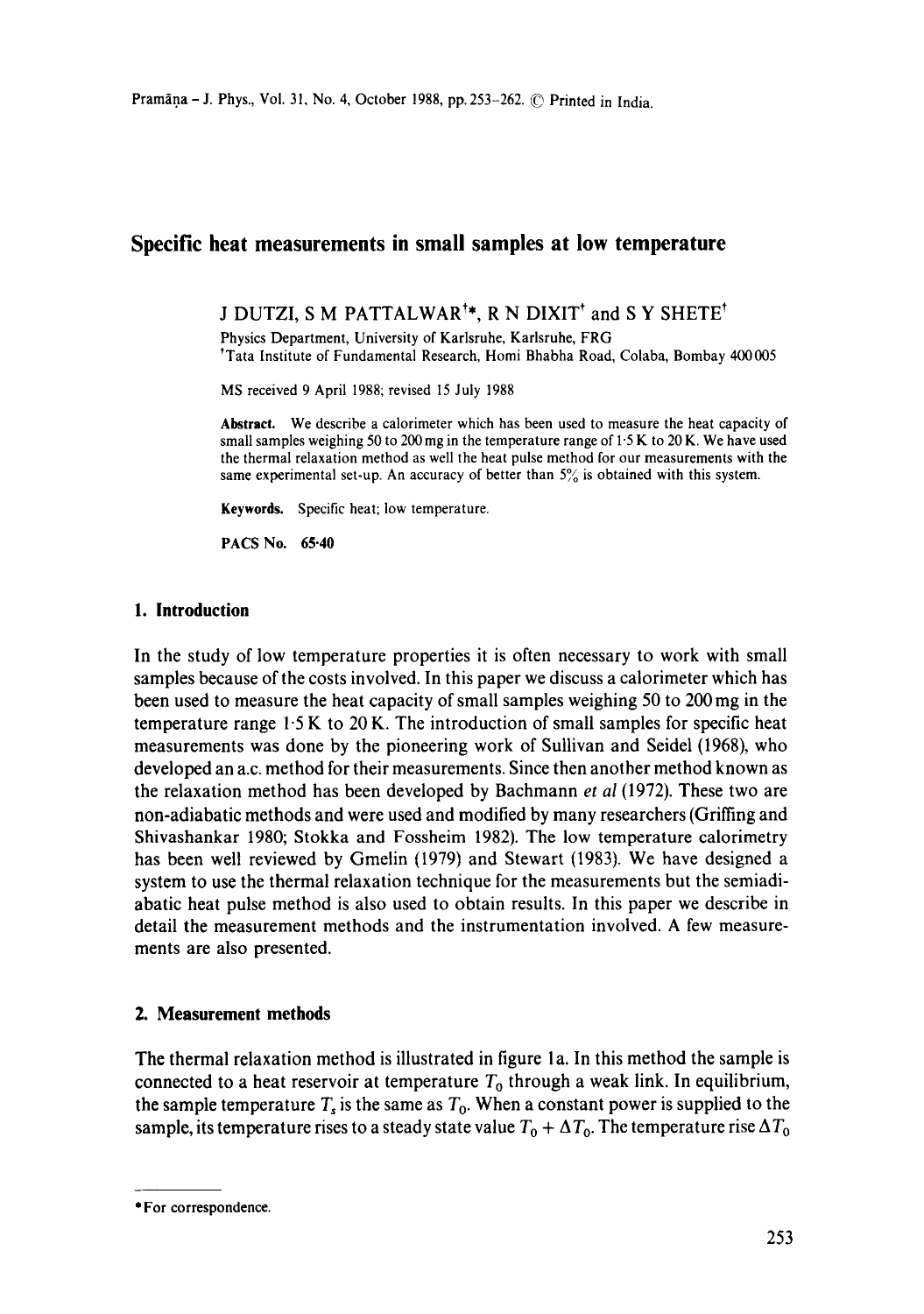# Specific heat measurements in small samples at low temperature

J DUTZI, S M PATTALWAR[†*], R N DIXIT[†] and S Y SHETE[†]

Physics Department, University of Karlsruhe, Karlsruhe, FRG
[†]Tata Institute of Fundamental Research, Homi Bhabha Road, Colaba, Bombay 400005

MS received 9 April 1988; revised 15 July 1988

**Abstract.** We describe a calorimeter which has been used to measure the heat capacity of small samples weighing 50 to 200 mg in the temperature range of 1·5 K to 20 K. We have used the thermal relaxation method as well the heat pulse method for our measurements with the same experimental set-up. An accuracy of better than 5% is obtained with this system.

**Keywords.** Specific heat; low temperature.

**PACS No.** 65·40

## 1. Introduction

In the study of low temperature properties it is often necessary to work with small samples because of the costs involved. In this paper we discuss a calorimeter which has been used to measure the heat capacity of small samples weighing 50 to 200 mg in the temperature range 1·5 K to 20 K. The introduction of small samples for specific heat measurements was done by the pioneering work of Sullivan and Seidel (1968), who developed an a.c. method for their measurements. Since then another method known as the relaxation method has been developed by Bachmann *et al* (1972). These two are non-adiabatic methods and were used and modified by many researchers (Griffing and Shivashankar 1980; Stokka and Fossheim 1982). The low temperature calorimetry has been well reviewed by Gmelin (1979) and Stewart (1983). We have designed a system to use the thermal relaxation technique for the measurements but the semiadiabatic heat pulse method is also used to obtain results. In this paper we describe in detail the measurement methods and the instrumentation involved. A few measurements are also presented.

## 2. Measurement methods

The thermal relaxation method is illustrated in figure 1a. In this method the sample is connected to a heat reservoir at temperature $T_0$ through a weak link. In equilibrium, the sample temperature $T_s$ is the same as $T_0$. When a constant power is supplied to the sample, its temperature rises to a steady state value $T_0 + \Delta T_0$. The temperature rise $\Delta T_0$

*For correspondence.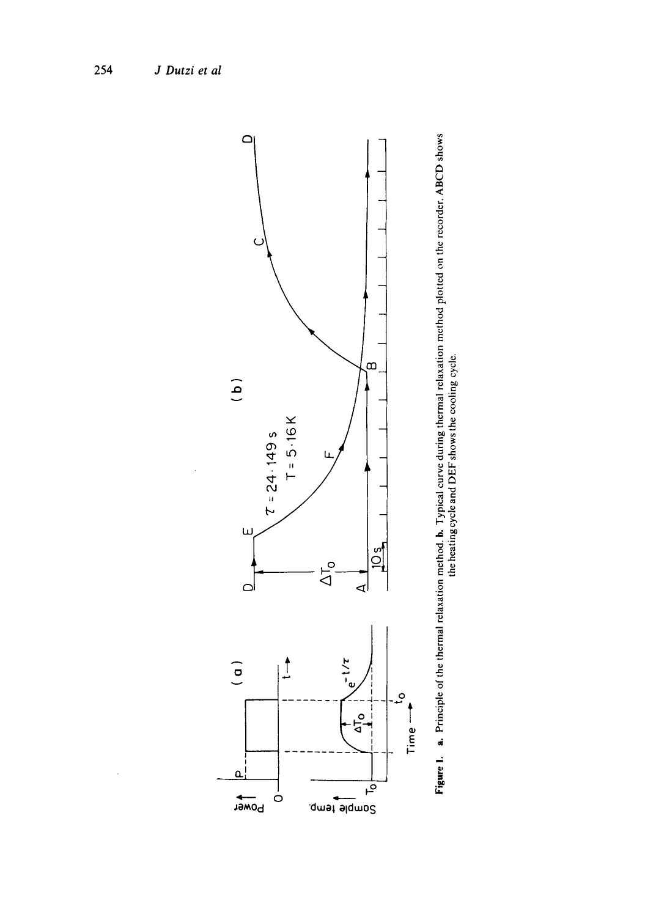**Figure 1.** **a.** Principle of the thermal relaxation method. **b.** Typical curve during thermal relaxation method plotted on the recorder. **ABCD** shows the heating cycle and **DEF** shows the cooling cycle.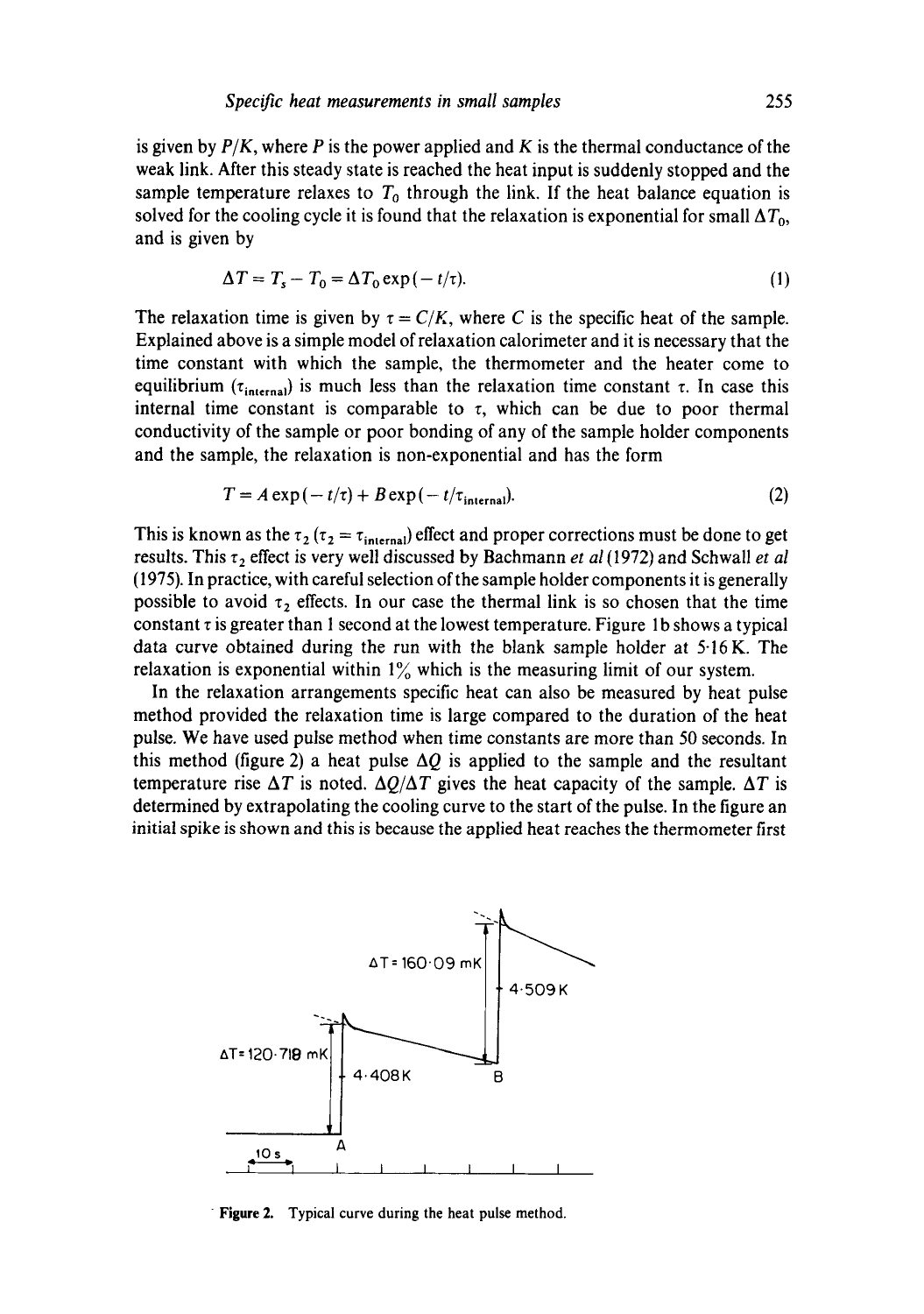is given by $P/K$, where $P$ is the power applied and $K$ is the thermal conductance of the weak link. After this steady state is reached the heat input is suddenly stopped and the sample temperature relaxes to $T_0$ through the link. If the heat balance equation is solved for the cooling cycle it is found that the relaxation is exponential for small $\Delta T_0$, and is given by

$$\Delta T = T_s - T_0 = \Delta T_0 \exp(-t/\tau). \tag{1}$$

The relaxation time is given by $\tau = C/K$, where $C$ is the specific heat of the sample. Explained above is a simple model of relaxation calorimeter and it is necessary that the time constant with which the sample, the thermometer and the heater come to equilibrium ($\tau_{\text{internal}}$) is much less than the relaxation time constant $\tau$. In case this internal time constant is comparable to $\tau$, which can be due to poor thermal conductivity of the sample or poor bonding of any of the sample holder components and the sample, the relaxation is non-exponential and has the form

$$T = A\exp(-t/\tau) + B\exp(-t/\tau_{\text{internal}}). \tag{2}$$

This is known as the $\tau_2$ ($\tau_2 = \tau_{\text{internal}}$) effect and proper corrections must be done to get results. This $\tau_2$ effect is very well discussed by Bachmann *et al* (1972) and Schwall *et al* (1975). In practice, with careful selection of the sample holder components it is generally possible to avoid $\tau_2$ effects. In our case the thermal link is so chosen that the time constant $\tau$ is greater than 1 second at the lowest temperature. Figure 1b shows a typical data curve obtained during the run with the blank sample holder at 5·16 K. The relaxation is exponential within 1% which is the measuring limit of our system.

In the relaxation arrangements specific heat can also be measured by heat pulse method provided the relaxation time is large compared to the duration of the heat pulse. We have used pulse method when time constants are more than 50 seconds. In this method (figure 2) a heat pulse $\Delta Q$ is applied to the sample and the resultant temperature rise $\Delta T$ is noted. $\Delta Q/\Delta T$ gives the heat capacity of the sample. $\Delta T$ is determined by extrapolating the cooling curve to the start of the pulse. In the figure an initial spike is shown and this is because the applied heat reaches the thermometer first

**Figure 2.** Typical curve during the heat pulse method.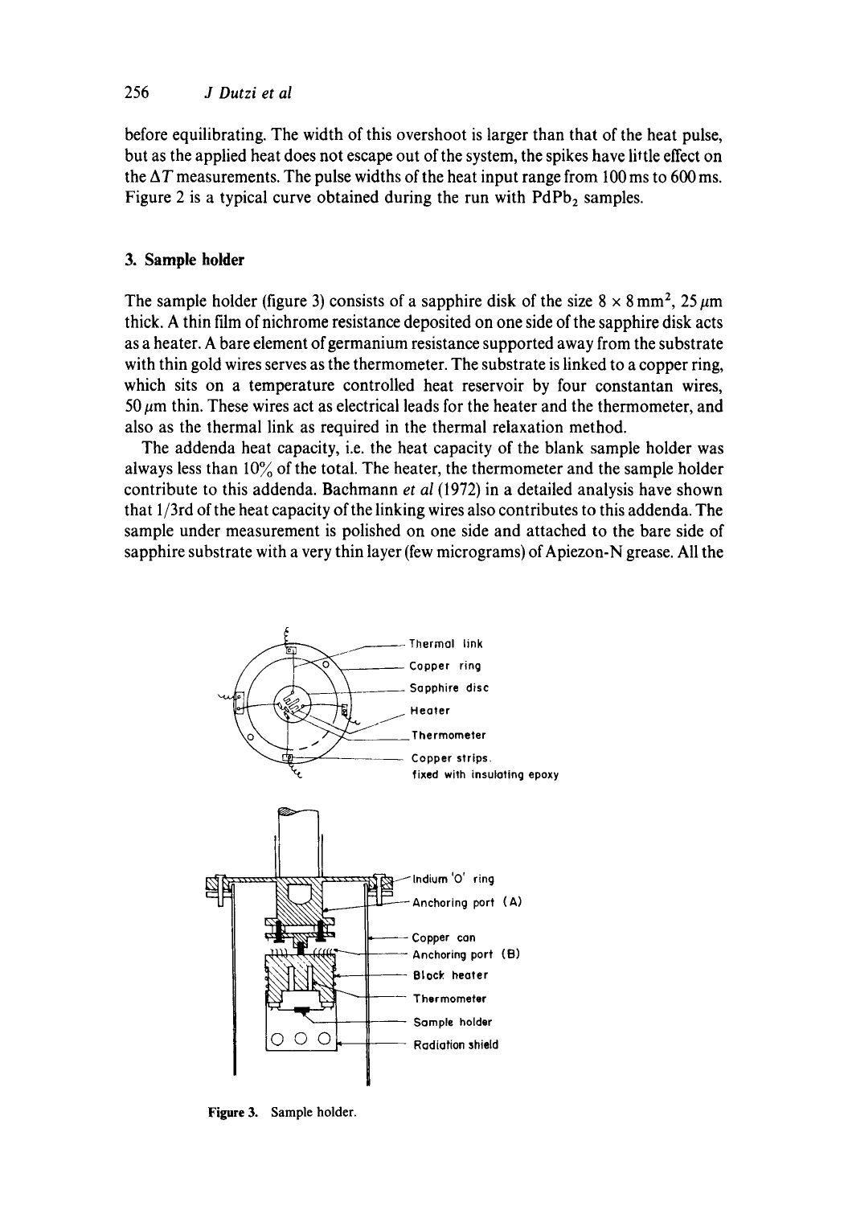before equilibrating. The width of this overshoot is larger than that of the heat pulse, but as the applied heat does not escape out of the system, the spikes have little effect on the $\Delta T$ measurements. The pulse widths of the heat input range from 100 ms to 600 ms. Figure 2 is a typical curve obtained during the run with $PdPb_2$ samples.

## 3. Sample holder

The sample holder (figure 3) consists of a sapphire disk of the size $8 \times 8\,mm^2$, $25\,\mu m$ thick. A thin film of nichrome resistance deposited on one side of the sapphire disk acts as a heater. A bare element of germanium resistance supported away from the substrate with thin gold wires serves as the thermometer. The substrate is linked to a copper ring, which sits on a temperature controlled heat reservoir by four constantan wires, $50\,\mu m$ thin. These wires act as electrical leads for the heater and the thermometer, and also as the thermal link as required in the thermal relaxation method.

The addenda heat capacity, i.e. the heat capacity of the blank sample holder was always less than 10% of the total. The heater, the thermometer and the sample holder contribute to this addenda. Bachmann *et al* (1972) in a detailed analysis have shown that 1/3rd of the heat capacity of the linking wires also contributes to this addenda. The sample under measurement is polished on one side and attached to the bare side of sapphire substrate with a very thin layer (few micrograms) of Apiezon-N grease. All the

Figure 3. Sample holder.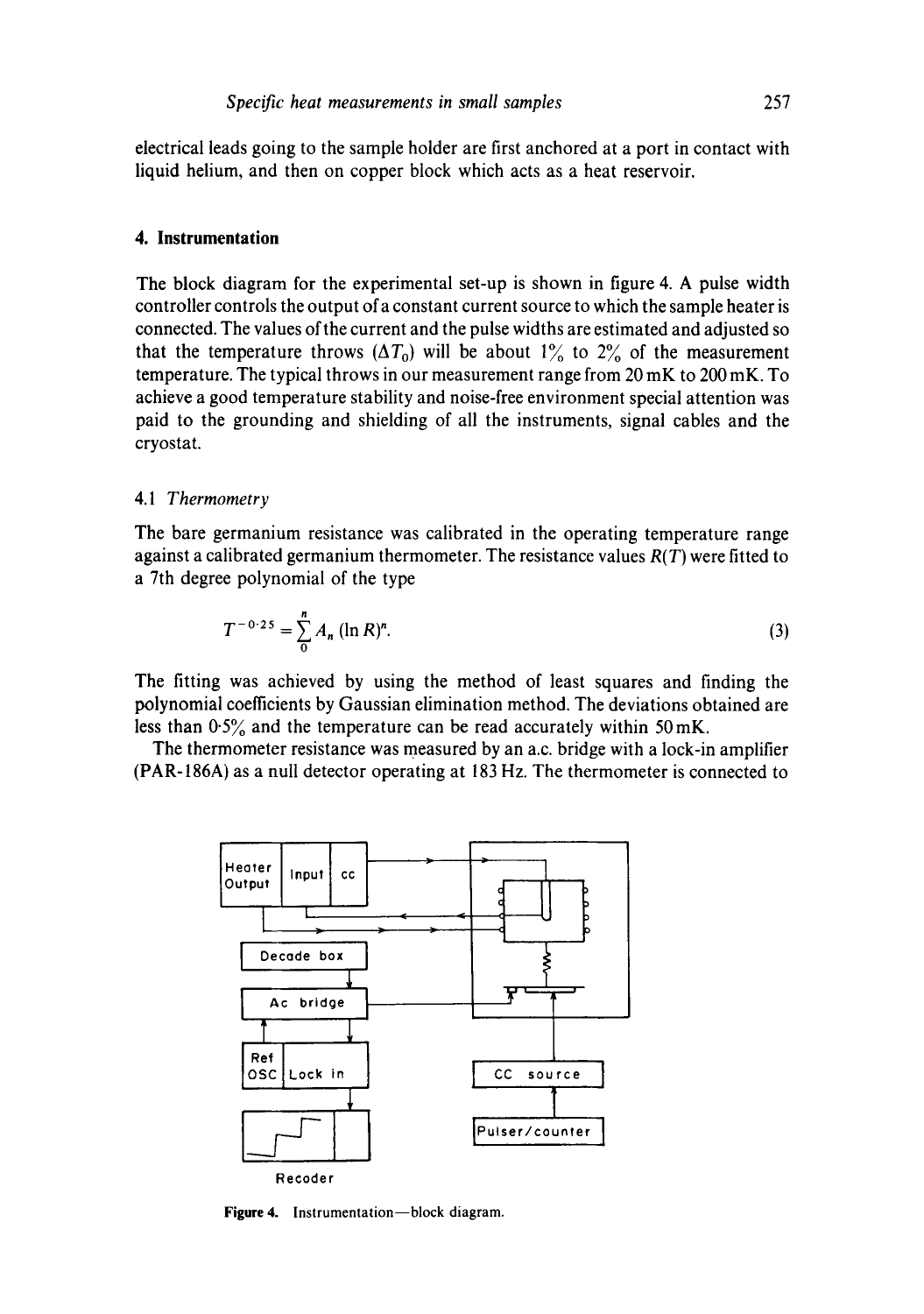electrical leads going to the sample holder are first anchored at a port in contact with liquid helium, and then on copper block which acts as a heat reservoir.

## 4. Instrumentation

The block diagram for the experimental set-up is shown in figure 4. A pulse width controller controls the output of a constant current source to which the sample heater is connected. The values of the current and the pulse widths are estimated and adjusted so that the temperature throws ($\Delta T_0$) will be about 1% to 2% of the measurement temperature. The typical throws in our measurement range from 20 mK to 200 mK. To achieve a good temperature stability and noise-free environment special attention was paid to the grounding and shielding of all the instruments, signal cables and the cryostat.

### 4.1 *Thermometry*

The bare germanium resistance was calibrated in the operating temperature range against a calibrated germanium thermometer. The resistance values $R(T)$ were fitted to a 7th degree polynomial of the type

$$T^{-0.25} = \sum_{0}^{n} A_n (\ln R)^n. \tag{3}$$

The fitting was achieved by using the method of least squares and finding the polynomial coefficients by Gaussian elimination method. The deviations obtained are less than 0.5% and the temperature can be read accurately within 50 mK.

The thermometer resistance was measured by an a.c. bridge with a lock-in amplifier (PAR-186A) as a null detector operating at 183 Hz. The thermometer is connected to

Figure 4. Instrumentation—block diagram.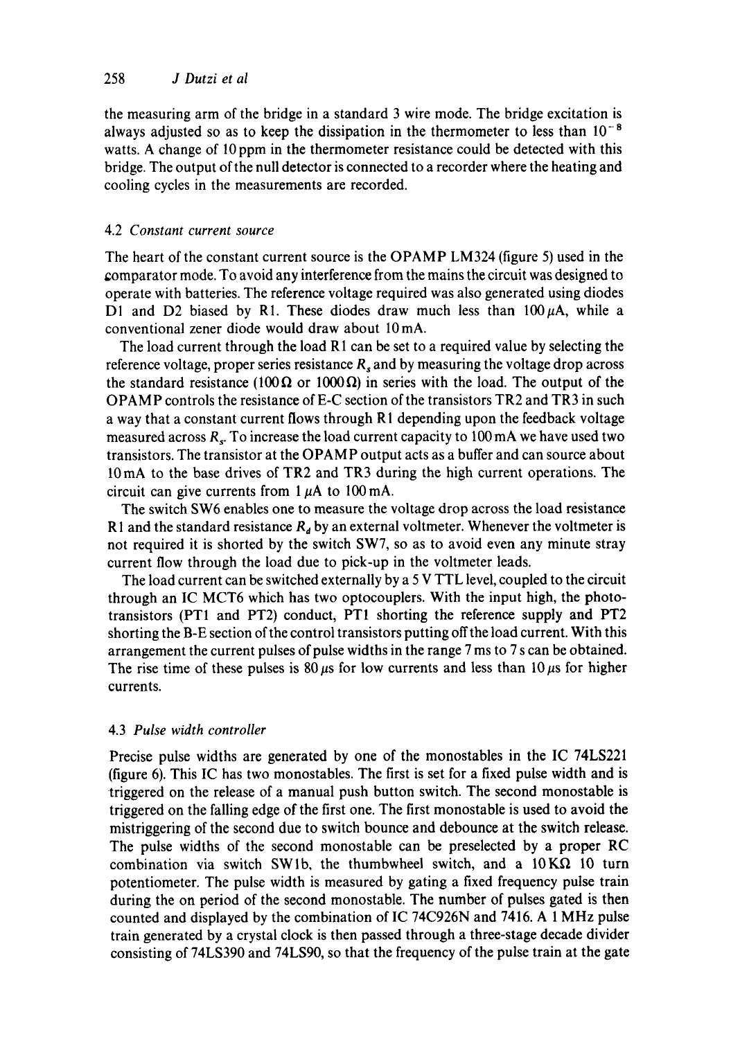the measuring arm of the bridge in a standard 3 wire mode. The bridge excitation is always adjusted so as to keep the dissipation in the thermometer to less than $10^{-8}$ watts. A change of 10 ppm in the thermometer resistance could be detected with this bridge. The output of the null detector is connected to a recorder where the heating and cooling cycles in the measurements are recorded.

### 4.2 *Constant current source*

The heart of the constant current source is the OPAMP LM324 (figure 5) used in the comparator mode. To avoid any interference from the mains the circuit was designed to operate with batteries. The reference voltage required was also generated using diodes D1 and D2 biased by R1. These diodes draw much less than $100\,\mu$A, while a conventional zener diode would draw about 10 mA.

The load current through the load R1 can be set to a required value by selecting the reference voltage, proper series resistance $R_s$ and by measuring the voltage drop across the standard resistance ($100\,\Omega$ or $1000\,\Omega$) in series with the load. The output of the OPAMP controls the resistance of E-C section of the transistors TR2 and TR3 in such a way that a constant current flows through R1 depending upon the feedback voltage measured across $R_s$. To increase the load current capacity to 100 mA we have used two transistors. The transistor at the OPAMP output acts as a buffer and can source about 10 mA to the base drives of TR2 and TR3 during the high current operations. The circuit can give currents from $1\,\mu$A to 100 mA.

The switch SW6 enables one to measure the voltage drop across the load resistance R1 and the standard resistance $R_d$ by an external voltmeter. Whenever the voltmeter is not required it is shorted by the switch SW7, so as to avoid even any minute stray current flow through the load due to pick-up in the voltmeter leads.

The load current can be switched externally by a 5 V TTL level, coupled to the circuit through an IC MCT6 which has two optocouplers. With the input high, the phototransistors (PT1 and PT2) conduct, PT1 shorting the reference supply and PT2 shorting the B-E section of the control transistors putting off the load current. With this arrangement the current pulses of pulse widths in the range 7 ms to 7 s can be obtained. The rise time of these pulses is $80\,\mu$s for low currents and less than $10\,\mu$s for higher currents.

### 4.3 *Pulse width controller*

Precise pulse widths are generated by one of the monostables in the IC 74LS221 (figure 6). This IC has two monostables. The first is set for a fixed pulse width and is triggered on the release of a manual push button switch. The second monostable is triggered on the falling edge of the first one. The first monostable is used to avoid the mistriggering of the second due to switch bounce and debounce at the switch release. The pulse widths of the second monostable can be preselected by a proper RC combination via switch SW1b, the thumbwheel switch, and a $10\,\mathrm{K}\Omega$ 10 turn potentiometer. The pulse width is measured by gating a fixed frequency pulse train during the on period of the second monostable. The number of pulses gated is then counted and displayed by the combination of IC 74C926N and 7416. A 1 MHz pulse train generated by a crystal clock is then passed through a three-stage decade divider consisting of 74LS390 and 74LS90, so that the frequency of the pulse train at the gate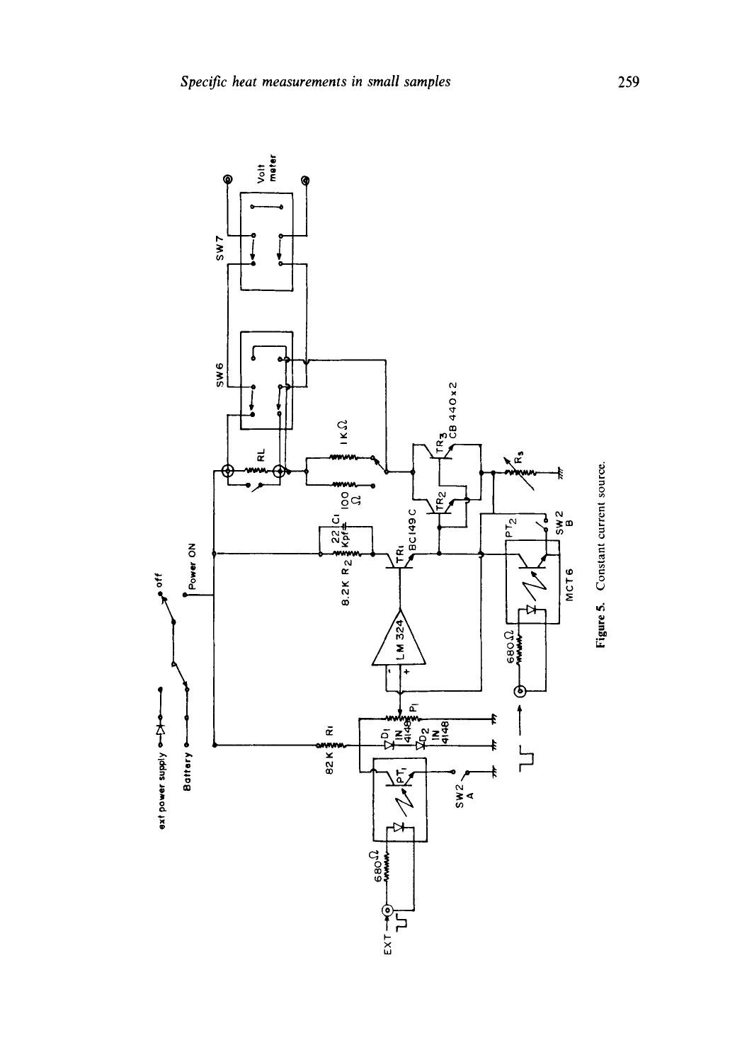**Figure 5.** Constant current source.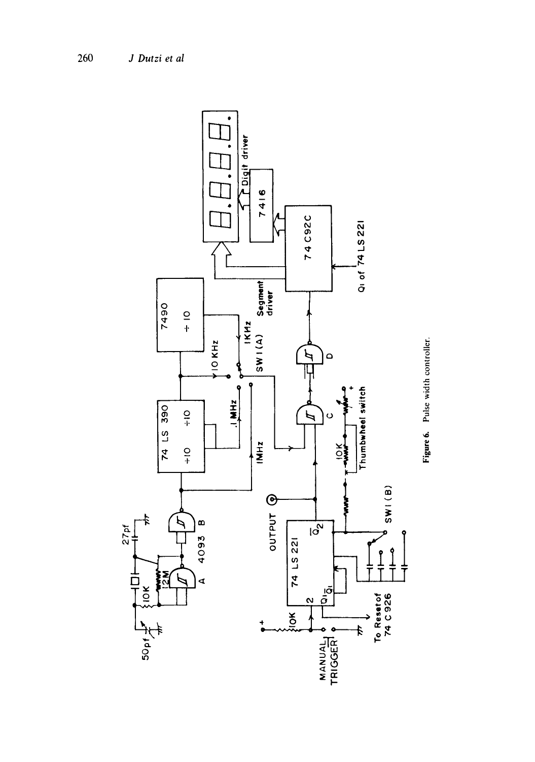Figure 6. Pulse width controller.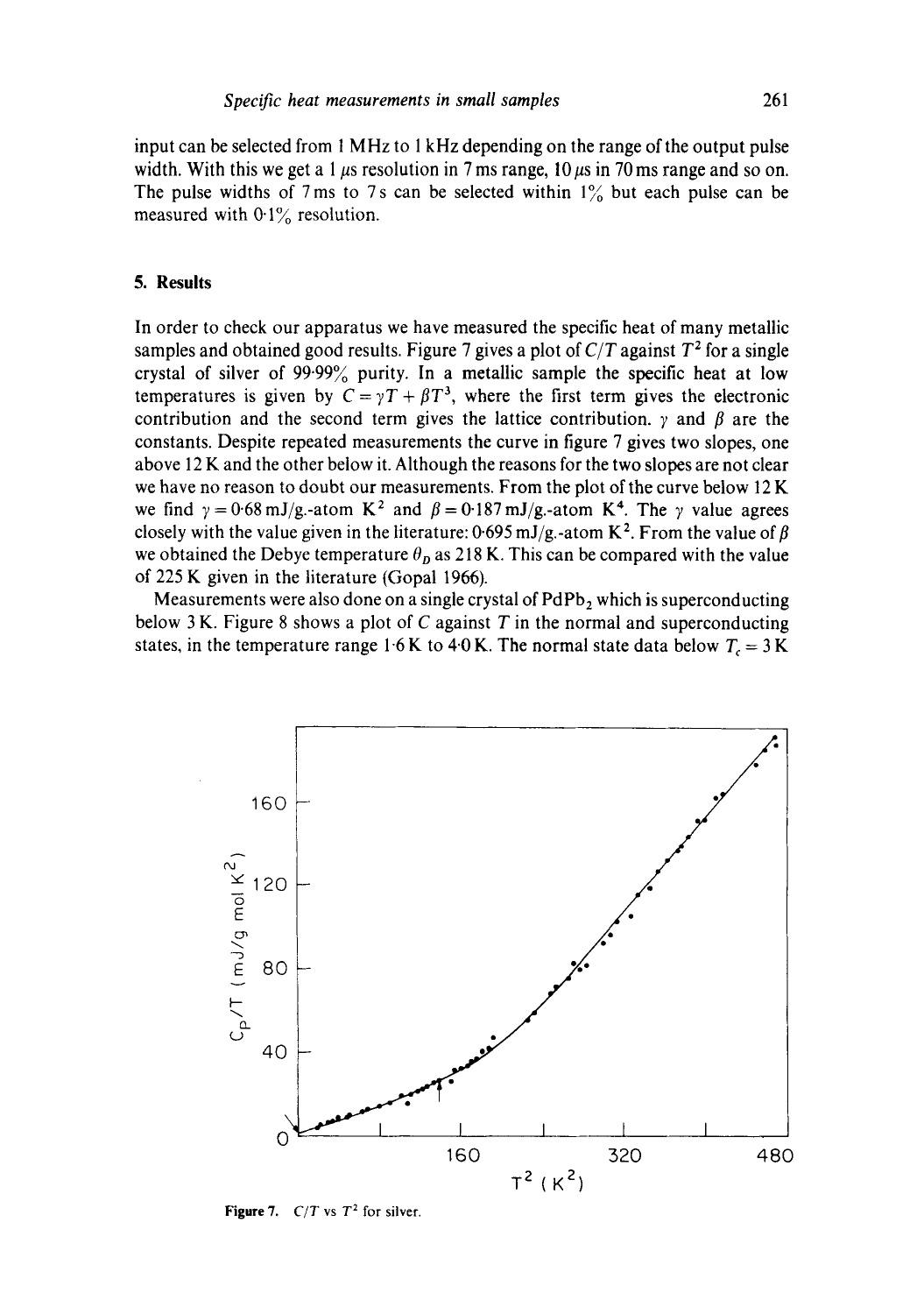input can be selected from 1 MHz to 1 kHz depending on the range of the output pulse width. With this we get a 1 $\mu$s resolution in 7 ms range, 10 $\mu$s in 70 ms range and so on. The pulse widths of 7 ms to 7 s can be selected within 1% but each pulse can be measured with 0·1% resolution.

## 5. Results

In order to check our apparatus we have measured the specific heat of many metallic samples and obtained good results. Figure 7 gives a plot of $C/T$ against $T^2$ for a single crystal of silver of 99·99% purity. In a metallic sample the specific heat at low temperatures is given by $C = \gamma T + \beta T^3$, where the first term gives the electronic contribution and the second term gives the lattice contribution. $\gamma$ and $\beta$ are the constants. Despite repeated measurements the curve in figure 7 gives two slopes, one above 12 K and the other below it. Although the reasons for the two slopes are not clear we have no reason to doubt our measurements. From the plot of the curve below 12 K we find $\gamma = 0{\cdot}68$ mJ/g.-atom K$^2$ and $\beta = 0{\cdot}187$ mJ/g.-atom K$^4$. The $\gamma$ value agrees closely with the value given in the literature: 0·695 mJ/g.-atom K$^2$. From the value of $\beta$ we obtained the Debye temperature $\theta_D$ as 218 K. This can be compared with the value of 225 K given in the literature (Gopal 1966).

Measurements were also done on a single crystal of $PdPb_2$ which is superconducting below 3 K. Figure 8 shows a plot of $C$ against $T$ in the normal and superconducting states, in the temperature range 1·6 K to 4·0 K. The normal state data below $T_c = 3$ K

**Figure 7.** $C/T$ vs $T^2$ for silver.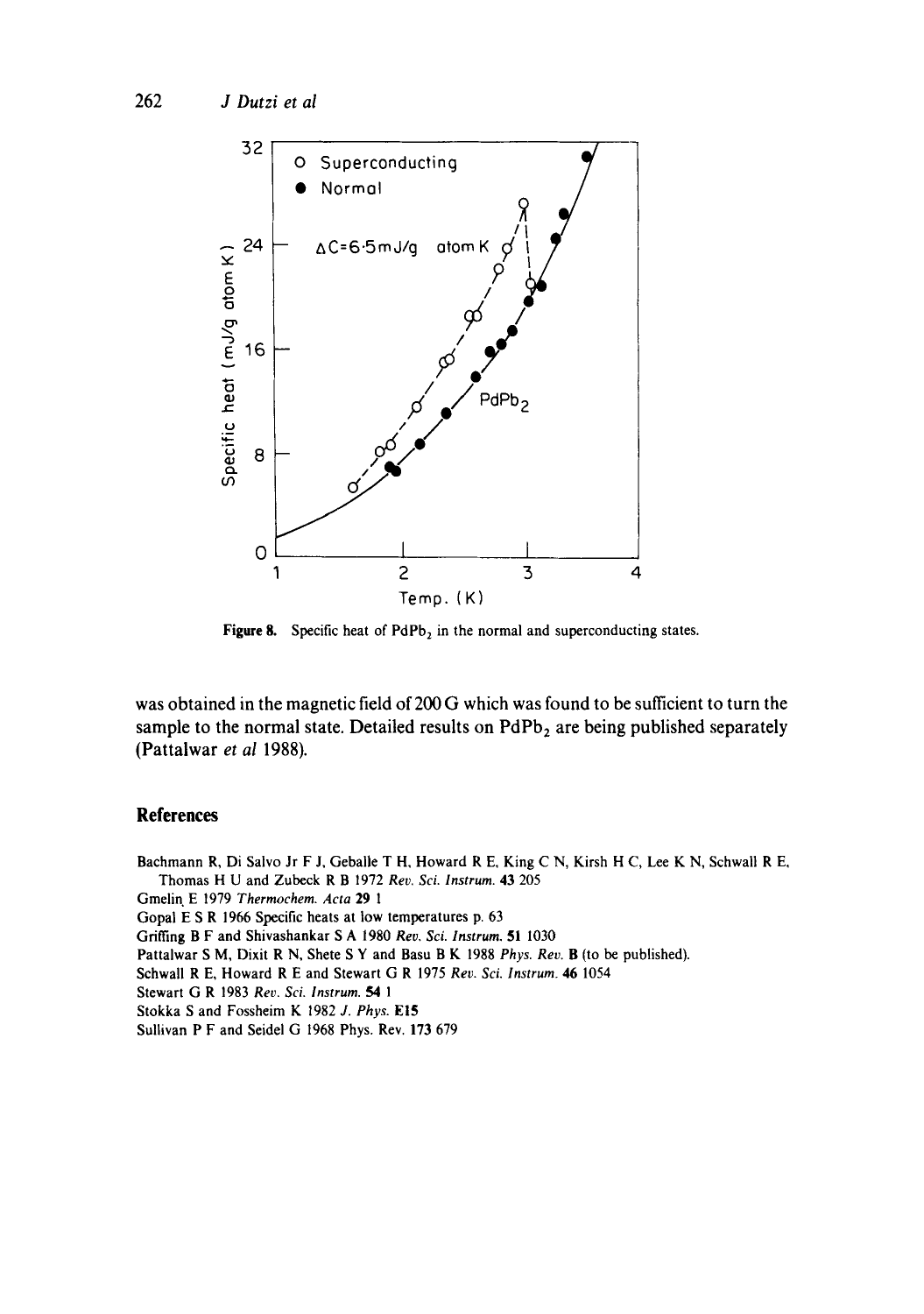32

O Superconducting

● Normal

24

ΔC=6·5mJ/g atom K

16

8

0

PdPb2

Specific heat (mJ/g atom K)

1

2

3

4

Temp. (K)

**Figure 8.** Specific heat of $PdPb_2$ in the normal and superconducting states.

was obtained in the magnetic field of 200 G which was found to be sufficient to turn the sample to the normal state. Detailed results on $PdPb_2$ are being published separately (Pattalwar *et al* 1988).

## References

Bachmann R, Di Salvo Jr F J, Geballe T H, Howard R E, King C N, Kirsh H C, Lee K N, Schwall R E, Thomas H U and Zubeck R B 1972 *Rev. Sci. Instrum.* **43** 205

Gmelin E 1979 *Thermochem. Acta* **29** 1

Gopal E S R 1966 Specific heats at low temperatures p. 63

Griffing B F and Shivashankar S A 1980 *Rev. Sci. Instrum.* **51** 1030

Pattalwar S M, Dixit R N, Shete S Y and Basu B K 1988 *Phys. Rev.* **B** (to be published).

Schwall R E, Howard R E and Stewart G R 1975 *Rev. Sci. Instrum.* **46** 1054

Stewart G R 1983 *Rev. Sci. Instrum.* **54** 1

Stokka S and Fossheim K 1982 *J. Phys.* **E15**

Sullivan P F and Seidel G 1968 Phys. Rev. **173** 679